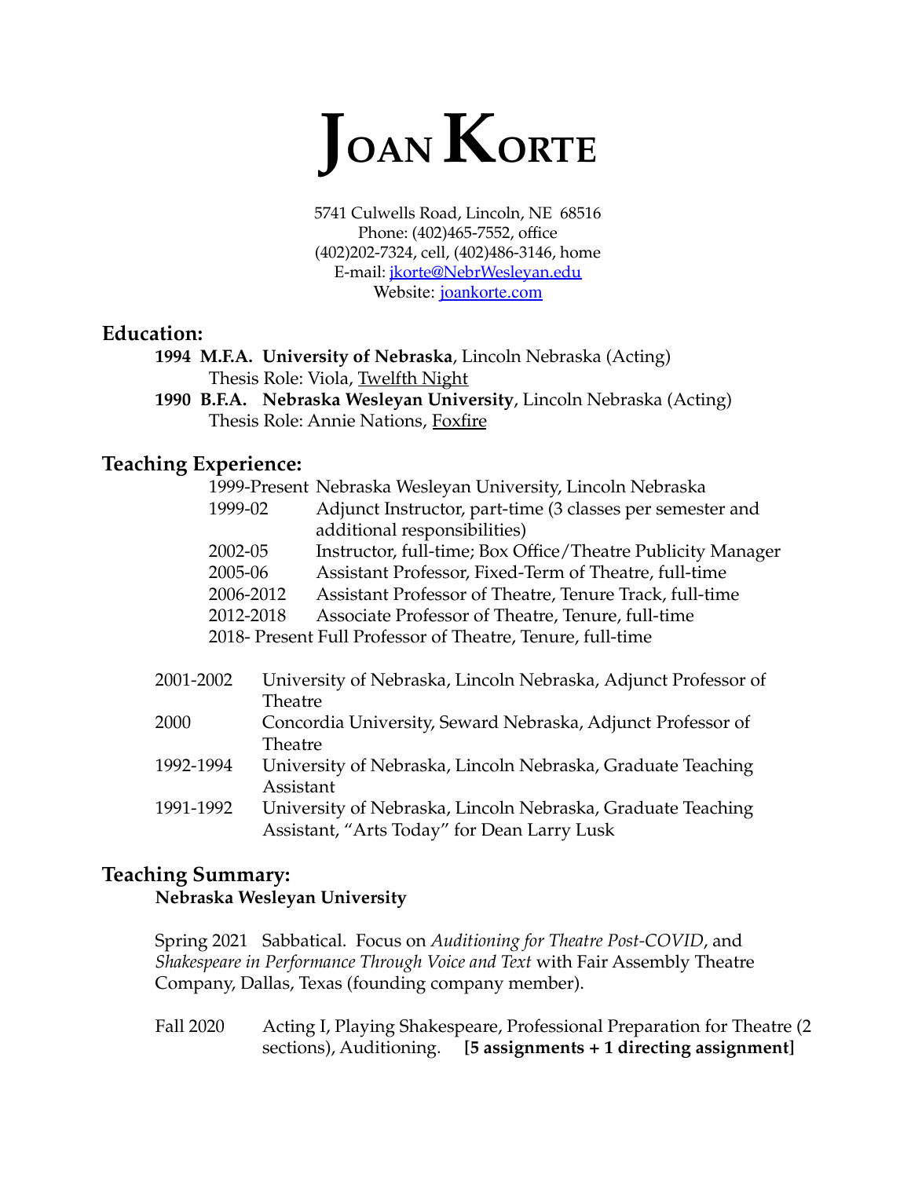# Joan Korte

5741 Culwells Road, Lincoln, NE 68516
Phone: (402)465-7552, office
(402)202-7324, cell, (402)486-3146, home
E-mail: jkorte@NebrWesleyan.edu
Website: joankorte.com

## Education:

**1994 M.F.A. University of Nebraska**, Lincoln Nebraska (Acting)
Thesis Role: Viola, Twelfth Night

**1990 B.F.A. Nebraska Wesleyan University**, Lincoln Nebraska (Acting)
Thesis Role: Annie Nations, Foxfire

## Teaching Experience:

1999-Present Nebraska Wesleyan University, Lincoln Nebraska

| | |
|---|---|
| 1999-02 | Adjunct Instructor, part-time (3 classes per semester and additional responsibilities) |
| 2002-05 | Instructor, full-time; Box Office/Theatre Publicity Manager |
| 2005-06 | Assistant Professor, Fixed-Term of Theatre, full-time |
| 2006-2012 | Assistant Professor of Theatre, Tenure Track, full-time |
| 2012-2018 | Associate Professor of Theatre, Tenure, full-time |

2018- Present Full Professor of Theatre, Tenure, full-time

| | |
|---|---|
| 2001-2002 | University of Nebraska, Lincoln Nebraska, Adjunct Professor of Theatre |
| 2000 | Concordia University, Seward Nebraska, Adjunct Professor of Theatre |
| 1992-1994 | University of Nebraska, Lincoln Nebraska, Graduate Teaching Assistant |
| 1991-1992 | University of Nebraska, Lincoln Nebraska, Graduate Teaching Assistant, "Arts Today" for Dean Larry Lusk |

## Teaching Summary:

**Nebraska Wesleyan University**

Spring 2021 Sabbatical. Focus on *Auditioning for Theatre Post-COVID*, and *Shakespeare in Performance Through Voice and Text* with Fair Assembly Theatre Company, Dallas, Texas (founding company member).

Fall 2020 Acting I, Playing Shakespeare, Professional Preparation for Theatre (2 sections), Auditioning. **[5 assignments + 1 directing assignment]**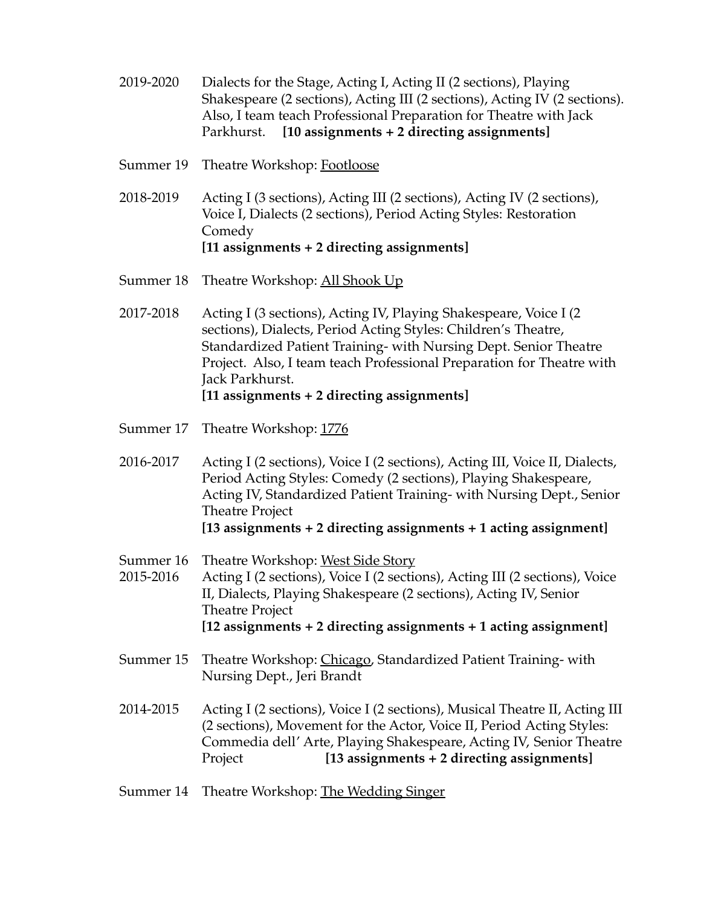2019-2020 Dialects for the Stage, Acting I, Acting II (2 sections), Playing Shakespeare (2 sections), Acting III (2 sections), Acting IV (2 sections). Also, I team teach Professional Preparation for Theatre with Jack Parkhurst. **[10 assignments + 2 directing assignments]**

Summer 19 Theatre Workshop: Footloose

2018-2019 Acting I (3 sections), Acting III (2 sections), Acting IV (2 sections), Voice I, Dialects (2 sections), Period Acting Styles: Restoration Comedy
**[11 assignments + 2 directing assignments]**

Summer 18 Theatre Workshop: All Shook Up

2017-2018 Acting I (3 sections), Acting IV, Playing Shakespeare, Voice I (2 sections), Dialects, Period Acting Styles: Children's Theatre, Standardized Patient Training- with Nursing Dept. Senior Theatre Project. Also, I team teach Professional Preparation for Theatre with Jack Parkhurst.
**[11 assignments + 2 directing assignments]**

Summer 17 Theatre Workshop: 1776

2016-2017 Acting I (2 sections), Voice I (2 sections), Acting III, Voice II, Dialects, Period Acting Styles: Comedy (2 sections), Playing Shakespeare, Acting IV, Standardized Patient Training- with Nursing Dept., Senior Theatre Project
**[13 assignments + 2 directing assignments + 1 acting assignment]**

Summer 16 Theatre Workshop: West Side Story

2015-2016 Acting I (2 sections), Voice I (2 sections), Acting III (2 sections), Voice II, Dialects, Playing Shakespeare (2 sections), Acting IV, Senior Theatre Project
**[12 assignments + 2 directing assignments + 1 acting assignment]**

Summer 15 Theatre Workshop: Chicago, Standardized Patient Training- with Nursing Dept., Jeri Brandt

2014-2015 Acting I (2 sections), Voice I (2 sections), Musical Theatre II, Acting III (2 sections), Movement for the Actor, Voice II, Period Acting Styles: Commedia dell' Arte, Playing Shakespeare, Acting IV, Senior Theatre Project **[13 assignments + 2 directing assignments]**

Summer 14 Theatre Workshop: The Wedding Singer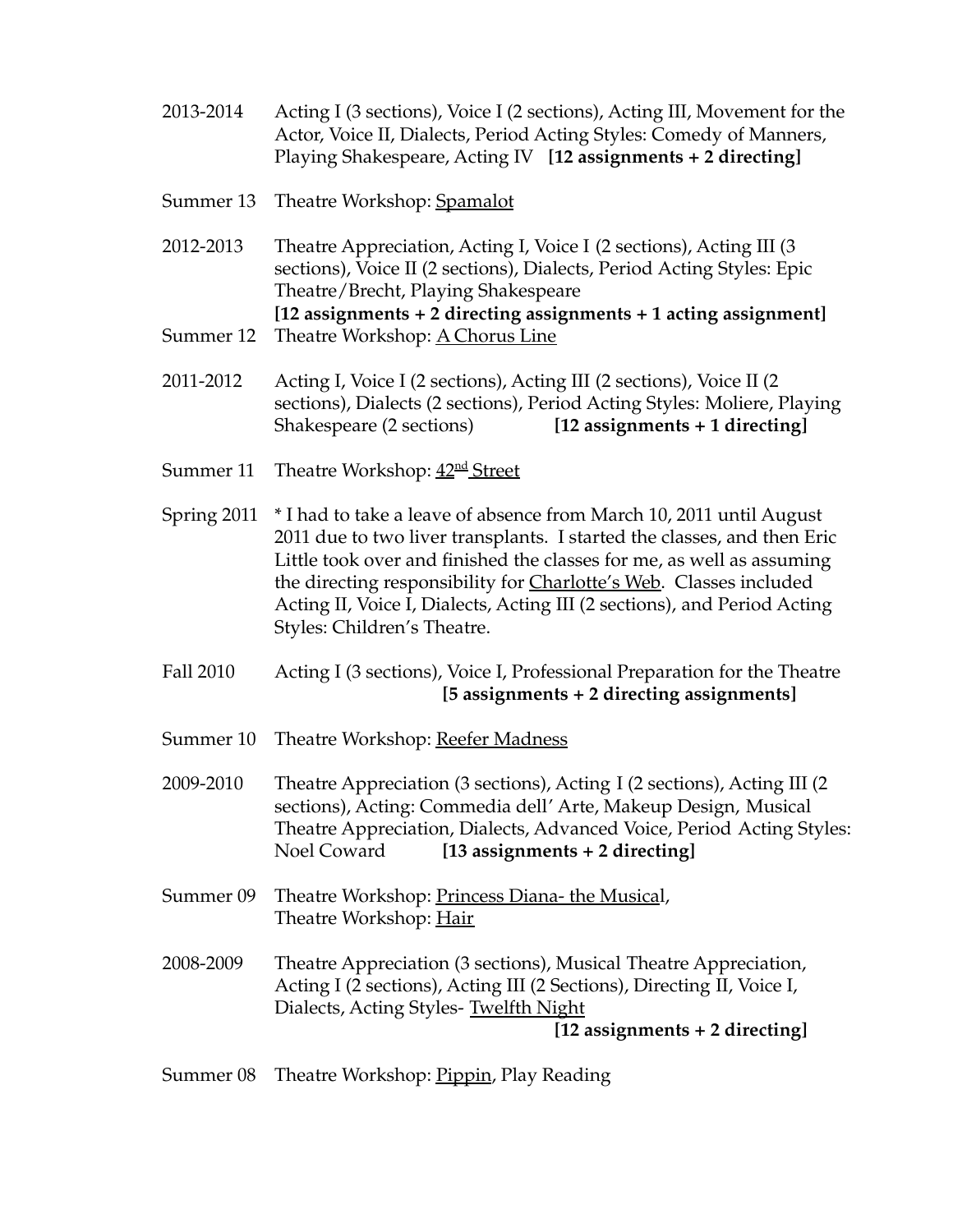2013-2014 Acting I (3 sections), Voice I (2 sections), Acting III, Movement for the Actor, Voice II, Dialects, Period Acting Styles: Comedy of Manners, Playing Shakespeare, Acting IV **[12 assignments + 2 directing]**

Summer 13 Theatre Workshop: Spamalot

2012-2013 Theatre Appreciation, Acting I, Voice I (2 sections), Acting III (3 sections), Voice II (2 sections), Dialects, Period Acting Styles: Epic Theatre/Brecht, Playing Shakespeare **[12 assignments + 2 directing assignments + 1 acting assignment]**

Summer 12 Theatre Workshop: A Chorus Line

2011-2012 Acting I, Voice I (2 sections), Acting III (2 sections), Voice II (2 sections), Dialects (2 sections), Period Acting Styles: Moliere, Playing Shakespeare (2 sections) **[12 assignments + 1 directing]**

Summer 11 Theatre Workshop: 42nd Street

Spring 2011 * I had to take a leave of absence from March 10, 2011 until August 2011 due to two liver transplants. I started the classes, and then Eric Little took over and finished the classes for me, as well as assuming the directing responsibility for Charlotte's Web. Classes included Acting II, Voice I, Dialects, Acting III (2 sections), and Period Acting Styles: Children's Theatre.

Fall 2010 Acting I (3 sections), Voice I, Professional Preparation for the Theatre **[5 assignments + 2 directing assignments]**

Summer 10 Theatre Workshop: Reefer Madness

2009-2010 Theatre Appreciation (3 sections), Acting I (2 sections), Acting III (2 sections), Acting: Commedia dell' Arte, Makeup Design, Musical Theatre Appreciation, Dialects, Advanced Voice, Period Acting Styles: Noel Coward **[13 assignments + 2 directing]**

Summer 09 Theatre Workshop: Princess Diana- the Musical, Theatre Workshop: Hair

2008-2009 Theatre Appreciation (3 sections), Musical Theatre Appreciation, Acting I (2 sections), Acting III (2 Sections), Directing II, Voice I, Dialects, Acting Styles- Twelfth Night **[12 assignments + 2 directing]**

Summer 08 Theatre Workshop: Pippin, Play Reading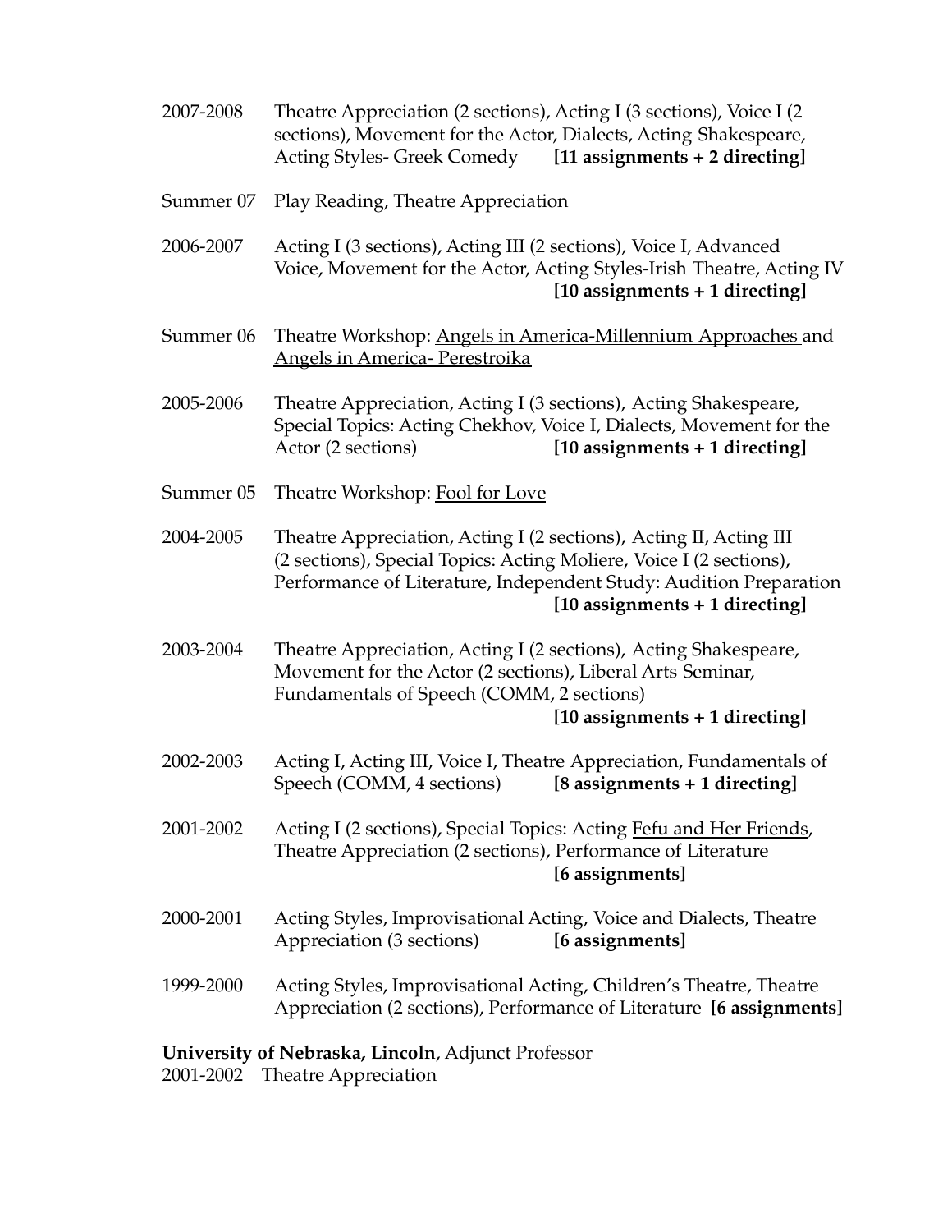2007-2008 Theatre Appreciation (2 sections), Acting I (3 sections), Voice I (2 sections), Movement for the Actor, Dialects, Acting Shakespeare, Acting Styles- Greek Comedy **[11 assignments + 2 directing]**

Summer 07 Play Reading, Theatre Appreciation

2006-2007 Acting I (3 sections), Acting III (2 sections), Voice I, Advanced Voice, Movement for the Actor, Acting Styles-Irish Theatre, Acting IV **[10 assignments + 1 directing]**

Summer 06 Theatre Workshop: <u>Angels in America-Millennium Approaches</u> and <u>Angels in America- Perestroika</u>

2005-2006 Theatre Appreciation, Acting I (3 sections), Acting Shakespeare, Special Topics: Acting Chekhov, Voice I, Dialects, Movement for the Actor (2 sections) **[10 assignments + 1 directing]**

Summer 05 Theatre Workshop: <u>Fool for Love</u>

2004-2005 Theatre Appreciation, Acting I (2 sections), Acting II, Acting III (2 sections), Special Topics: Acting Moliere, Voice I (2 sections), Performance of Literature, Independent Study: Audition Preparation **[10 assignments + 1 directing]**

2003-2004 Theatre Appreciation, Acting I (2 sections), Acting Shakespeare, Movement for the Actor (2 sections), Liberal Arts Seminar, Fundamentals of Speech (COMM, 2 sections) **[10 assignments + 1 directing]**

2002-2003 Acting I, Acting III, Voice I, Theatre Appreciation, Fundamentals of Speech (COMM, 4 sections) **[8 assignments + 1 directing]**

2001-2002 Acting I (2 sections), Special Topics: Acting <u>Fefu and Her Friends</u>, Theatre Appreciation (2 sections), Performance of Literature **[6 assignments]**

2000-2001 Acting Styles, Improvisational Acting, Voice and Dialects, Theatre Appreciation (3 sections) **[6 assignments]**

1999-2000 Acting Styles, Improvisational Acting, Children's Theatre, Theatre Appreciation (2 sections), Performance of Literature **[6 assignments]**

**University of Nebraska, Lincoln**, Adjunct Professor
2001-2002 Theatre Appreciation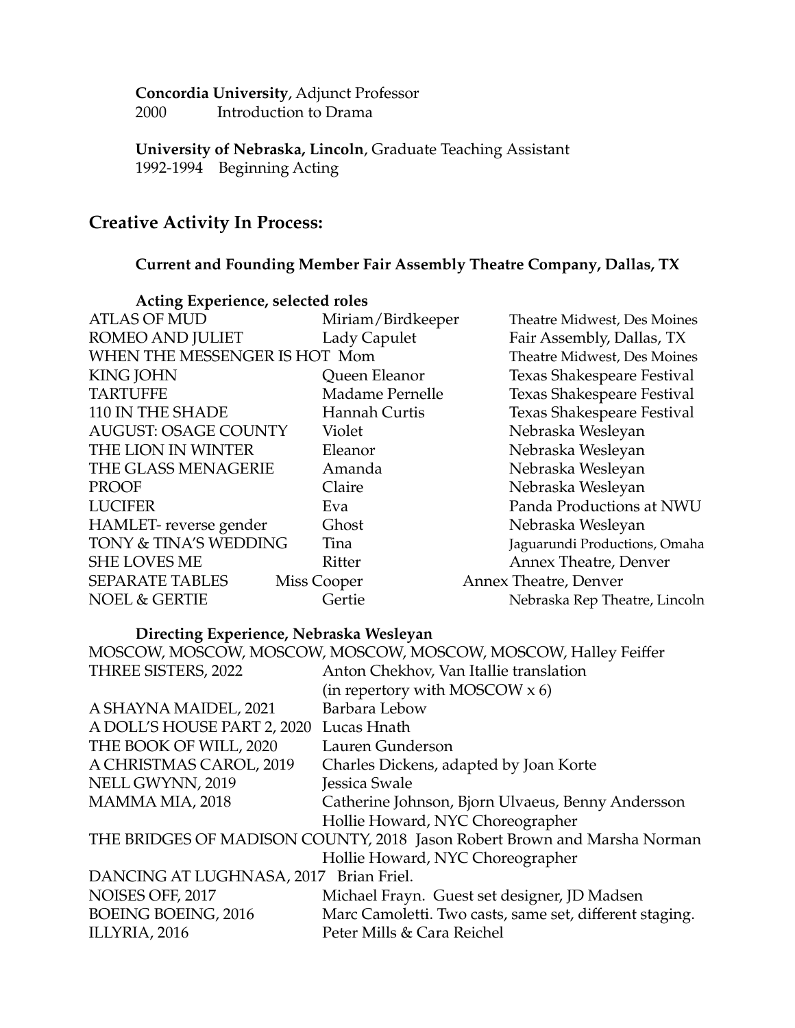**Concordia University**, Adjunct Professor
2000 Introduction to Drama

**University of Nebraska, Lincoln**, Graduate Teaching Assistant
1992-1994 Beginning Acting

## Creative Activity In Process:

### Current and Founding Member Fair Assembly Theatre Company, Dallas, TX

#### Acting Experience, selected roles

| | | |
|---|---|---|
| ATLAS OF MUD | Miriam/Birdkeeper | Theatre Midwest, Des Moines |
| ROMEO AND JULIET | Lady Capulet | Fair Assembly, Dallas, TX |
| WHEN THE MESSENGER IS HOT | Mom | Theatre Midwest, Des Moines |
| KING JOHN | Queen Eleanor | Texas Shakespeare Festival |
| TARTUFFE | Madame Pernelle | Texas Shakespeare Festival |
| 110 IN THE SHADE | Hannah Curtis | Texas Shakespeare Festival |
| AUGUST: OSAGE COUNTY | Violet | Nebraska Wesleyan |
| THE LION IN WINTER | Eleanor | Nebraska Wesleyan |
| THE GLASS MENAGERIE | Amanda | Nebraska Wesleyan |
| PROOF | Claire | Nebraska Wesleyan |
| LUCIFER | Eva | Panda Productions at NWU |
| HAMLET- reverse gender | Ghost | Nebraska Wesleyan |
| TONY & TINA'S WEDDING | Tina | Jaguarundi Productions, Omaha |
| SHE LOVES ME | Ritter | Annex Theatre, Denver |
| SEPARATE TABLES | Miss Cooper | Annex Theatre, Denver |
| NOEL & GERTIE | Gertie | Nebraska Rep Theatre, Lincoln |

#### Directing Experience, Nebraska Wesleyan

| | |
|---|---|
| MOSCOW, MOSCOW, MOSCOW, MOSCOW, MOSCOW, MOSCOW, Halley Feiffer | |
| THREE SISTERS, 2022 | Anton Chekhov, Van Itallie translation (in repertory with MOSCOW x 6) |
| A SHAYNA MAIDEL, 2021 | Barbara Lebow |
| A DOLL'S HOUSE PART 2, 2020 | Lucas Hnath |
| THE BOOK OF WILL, 2020 | Lauren Gunderson |
| A CHRISTMAS CAROL, 2019 | Charles Dickens, adapted by Joan Korte |
| NELL GWYNN, 2019 | Jessica Swale |
| MAMMA MIA, 2018 | Catherine Johnson, Bjorn Ulvaeus, Benny Andersson; Hollie Howard, NYC Choreographer |
| THE BRIDGES OF MADISON COUNTY, 2018 | Jason Robert Brown and Marsha Norman; Hollie Howard, NYC Choreographer |
| DANCING AT LUGHNASA, 2017 | Brian Friel. |
| NOISES OFF, 2017 | Michael Frayn. Guest set designer, JD Madsen |
| BOEING BOEING, 2016 | Marc Camoletti. Two casts, same set, different staging. |
| ILLYRIA, 2016 | Peter Mills & Cara Reichel |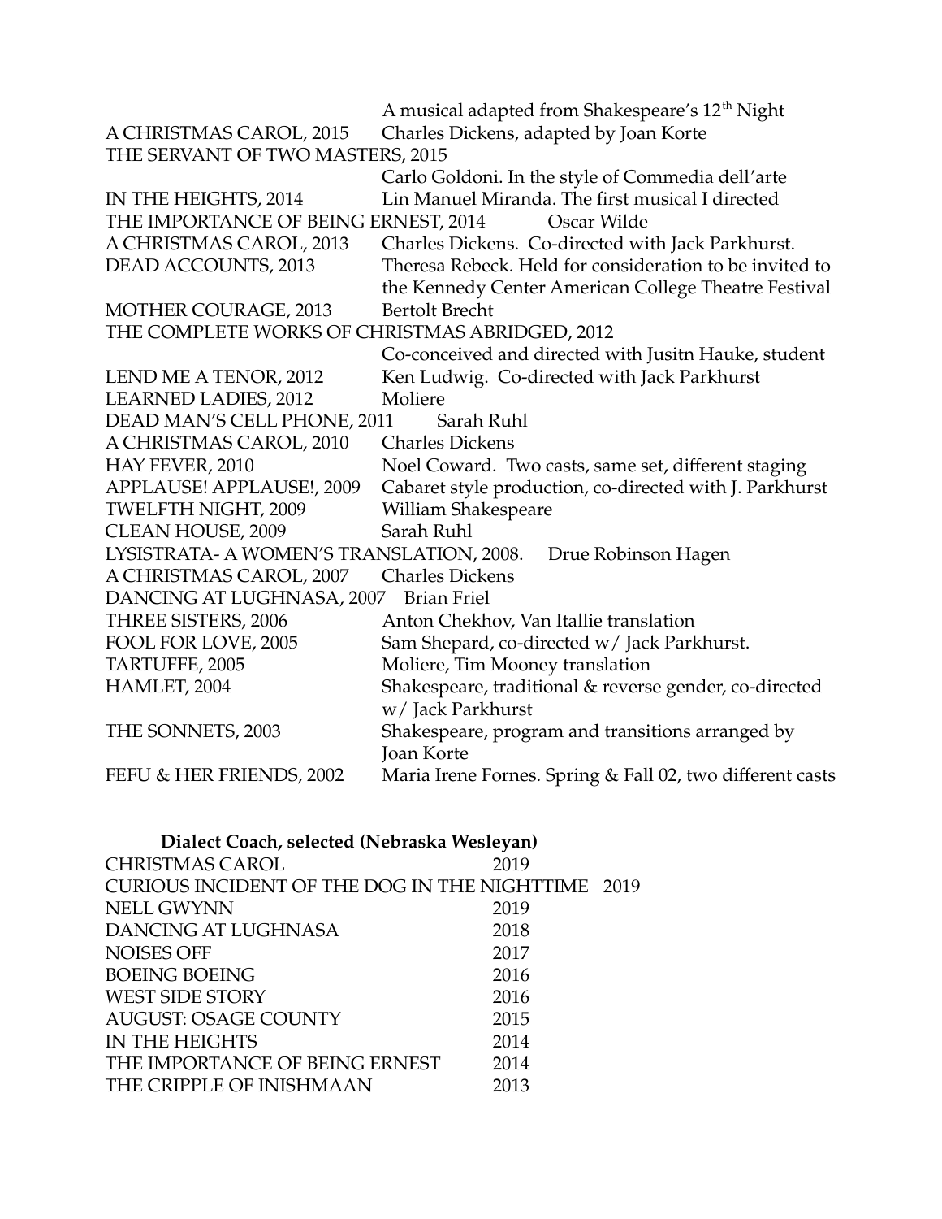| | |
|---|---|
| | A musical adapted from Shakespeare's 12th Night |
| A CHRISTMAS CAROL, 2015 | Charles Dickens, adapted by Joan Korte |
| THE SERVANT OF TWO MASTERS, 2015 | |
| | Carlo Goldoni. In the style of Commedia dell'arte |
| IN THE HEIGHTS, 2014 | Lin Manuel Miranda. The first musical I directed |
| THE IMPORTANCE OF BEING ERNEST, 2014 | Oscar Wilde |
| A CHRISTMAS CAROL, 2013 | Charles Dickens. Co-directed with Jack Parkhurst. |
| DEAD ACCOUNTS, 2013 | Theresa Rebeck. Held for consideration to be invited to the Kennedy Center American College Theatre Festival |
| MOTHER COURAGE, 2013 | Bertolt Brecht |
| THE COMPLETE WORKS OF CHRISTMAS ABRIDGED, 2012 | |
| | Co-conceived and directed with Jusitn Hauke, student |
| LEND ME A TENOR, 2012 | Ken Ludwig. Co-directed with Jack Parkhurst |
| LEARNED LADIES, 2012 | Moliere |
| DEAD MAN'S CELL PHONE, 2011 | Sarah Ruhl |
| A CHRISTMAS CAROL, 2010 | Charles Dickens |
| HAY FEVER, 2010 | Noel Coward. Two casts, same set, different staging |
| APPLAUSE! APPLAUSE!, 2009 | Cabaret style production, co-directed with J. Parkhurst |
| TWELFTH NIGHT, 2009 | William Shakespeare |
| CLEAN HOUSE, 2009 | Sarah Ruhl |
| LYSISTRATA- A WOMEN'S TRANSLATION, 2008. | Drue Robinson Hagen |
| A CHRISTMAS CAROL, 2007 | Charles Dickens |
| DANCING AT LUGHNASA, 2007 | Brian Friel |
| THREE SISTERS, 2006 | Anton Chekhov, Van Itallie translation |
| FOOL FOR LOVE, 2005 | Sam Shepard, co-directed w/ Jack Parkhurst. |
| TARTUFFE, 2005 | Moliere, Tim Mooney translation |
| HAMLET, 2004 | Shakespeare, traditional & reverse gender, co-directed w/ Jack Parkhurst |
| THE SONNETS, 2003 | Shakespeare, program and transitions arranged by Joan Korte |
| FEFU & HER FRIENDS, 2002 | Maria Irene Fornes. Spring & Fall 02, two different casts |

**Dialect Coach, selected (Nebraska Wesleyan)**

| | |
|---|---|
| CHRISTMAS CAROL | 2019 |
| CURIOUS INCIDENT OF THE DOG IN THE NIGHTTIME | 2019 |
| NELL GWYNN | 2019 |
| DANCING AT LUGHNASA | 2018 |
| NOISES OFF | 2017 |
| BOEING BOEING | 2016 |
| WEST SIDE STORY | 2016 |
| AUGUST: OSAGE COUNTY | 2015 |
| IN THE HEIGHTS | 2014 |
| THE IMPORTANCE OF BEING ERNEST | 2014 |
| THE CRIPPLE OF INISHMAAN | 2013 |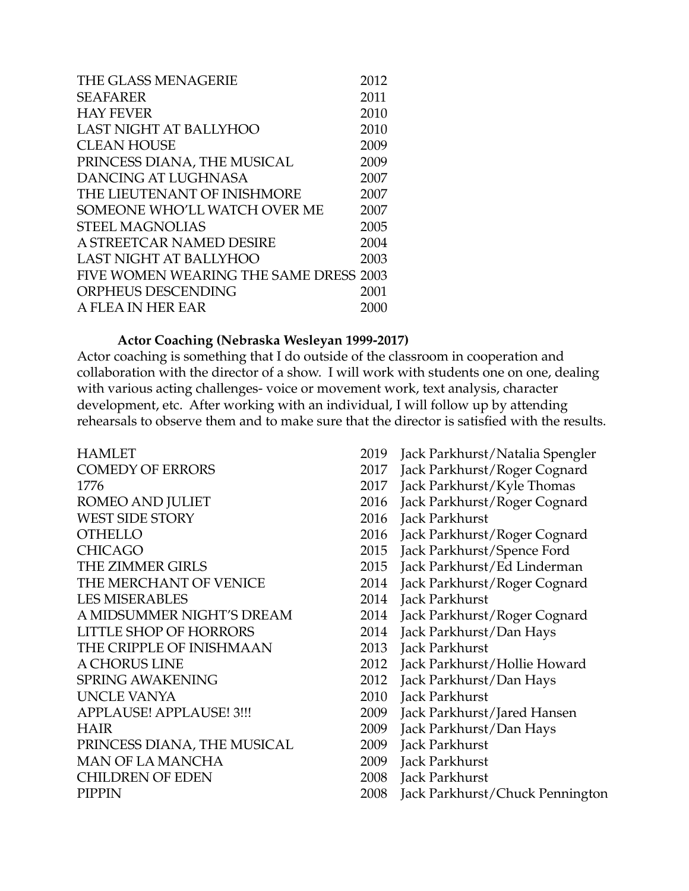| | |
|---|---|
| THE GLASS MENAGERIE | 2012 |
| SEAFARER | 2011 |
| HAY FEVER | 2010 |
| LAST NIGHT AT BALLYHOO | 2010 |
| CLEAN HOUSE | 2009 |
| PRINCESS DIANA, THE MUSICAL | 2009 |
| DANCING AT LUGHNASA | 2007 |
| THE LIEUTENANT OF INISHMORE | 2007 |
| SOMEONE WHO'LL WATCH OVER ME | 2007 |
| STEEL MAGNOLIAS | 2005 |
| A STREETCAR NAMED DESIRE | 2004 |
| LAST NIGHT AT BALLYHOO | 2003 |
| FIVE WOMEN WEARING THE SAME DRESS | 2003 |
| ORPHEUS DESCENDING | 2001 |
| A FLEA IN HER EAR | 2000 |

**Actor Coaching (Nebraska Wesleyan 1999-2017)**

Actor coaching is something that I do outside of the classroom in cooperation and collaboration with the director of a show. I will work with students one on one, dealing with various acting challenges- voice or movement work, text analysis, character development, etc. After working with an individual, I will follow up by attending rehearsals to observe them and to make sure that the director is satisfied with the results.

| | | |
|---|---|---|
| HAMLET | 2019 | Jack Parkhurst/Natalia Spengler |
| COMEDY OF ERRORS | 2017 | Jack Parkhurst/Roger Cognard |
| 1776 | 2017 | Jack Parkhurst/Kyle Thomas |
| ROMEO AND JULIET | 2016 | Jack Parkhurst/Roger Cognard |
| WEST SIDE STORY | 2016 | Jack Parkhurst |
| OTHELLO | 2016 | Jack Parkhurst/Roger Cognard |
| CHICAGO | 2015 | Jack Parkhurst/Spence Ford |
| THE ZIMMER GIRLS | 2015 | Jack Parkhurst/Ed Linderman |
| THE MERCHANT OF VENICE | 2014 | Jack Parkhurst/Roger Cognard |
| LES MISERABLES | 2014 | Jack Parkhurst |
| A MIDSUMMER NIGHT'S DREAM | 2014 | Jack Parkhurst/Roger Cognard |
| LITTLE SHOP OF HORRORS | 2014 | Jack Parkhurst/Dan Hays |
| THE CRIPPLE OF INISHMAAN | 2013 | Jack Parkhurst |
| A CHORUS LINE | 2012 | Jack Parkhurst/Hollie Howard |
| SPRING AWAKENING | 2012 | Jack Parkhurst/Dan Hays |
| UNCLE VANYA | 2010 | Jack Parkhurst |
| APPLAUSE! APPLAUSE! 3!!! | 2009 | Jack Parkhurst/Jared Hansen |
| HAIR | 2009 | Jack Parkhurst/Dan Hays |
| PRINCESS DIANA, THE MUSICAL | 2009 | Jack Parkhurst |
| MAN OF LA MANCHA | 2009 | Jack Parkhurst |
| CHILDREN OF EDEN | 2008 | Jack Parkhurst |
| PIPPIN | 2008 | Jack Parkhurst/Chuck Pennington |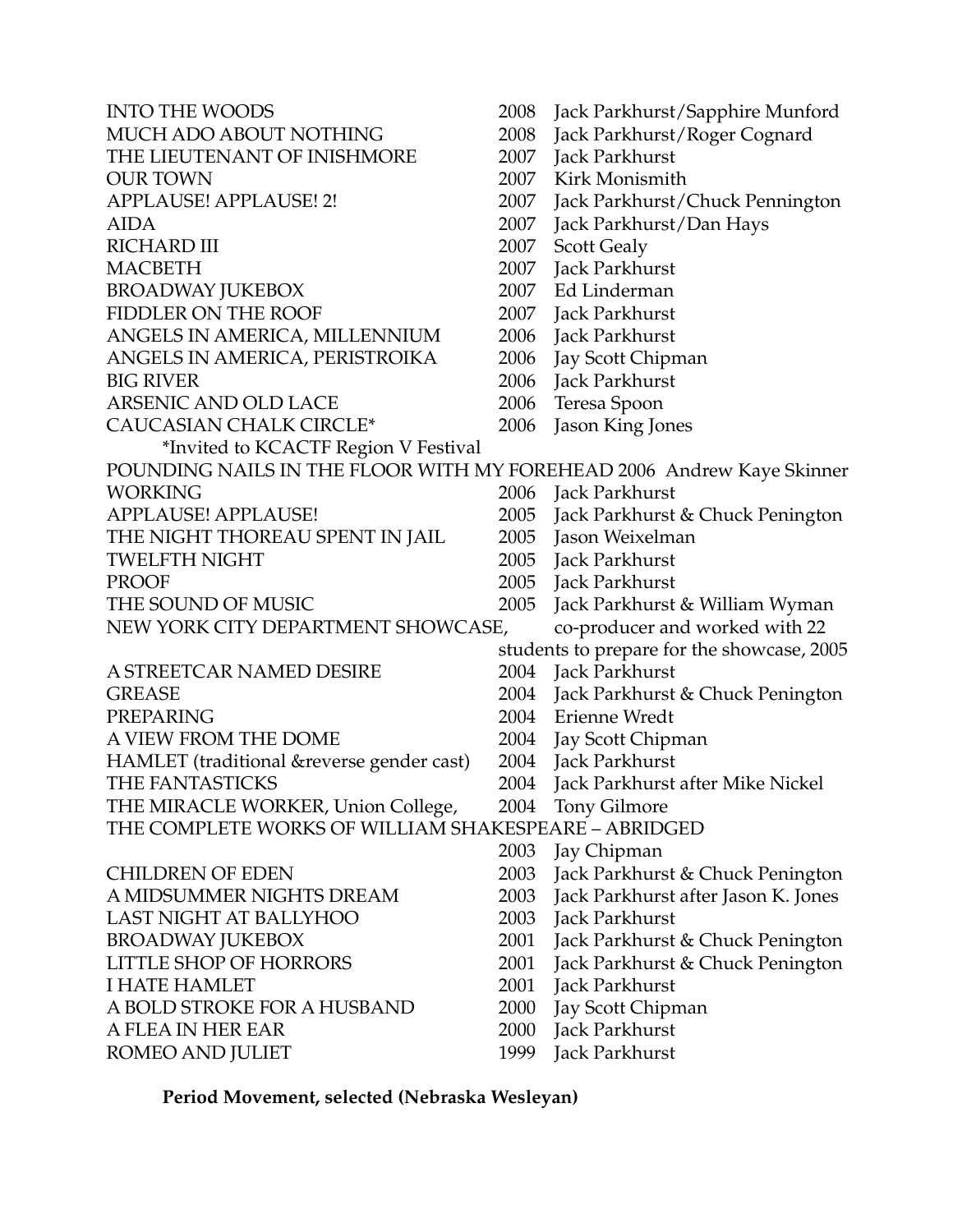| | | |
|---|---|---|
| INTO THE WOODS | 2008 | Jack Parkhurst/Sapphire Munford |
| MUCH ADO ABOUT NOTHING | 2008 | Jack Parkhurst/Roger Cognard |
| THE LIEUTENANT OF INISHMORE | 2007 | Jack Parkhurst |
| OUR TOWN | 2007 | Kirk Monismith |
| APPLAUSE! APPLAUSE! 2! | 2007 | Jack Parkhurst/Chuck Pennington |
| AIDA | 2007 | Jack Parkhurst/Dan Hays |
| RICHARD III | 2007 | Scott Gealy |
| MACBETH | 2007 | Jack Parkhurst |
| BROADWAY JUKEBOX | 2007 | Ed Linderman |
| FIDDLER ON THE ROOF | 2007 | Jack Parkhurst |
| ANGELS IN AMERICA, MILLENNIUM | 2006 | Jack Parkhurst |
| ANGELS IN AMERICA, PERISTROIKA | 2006 | Jay Scott Chipman |
| BIG RIVER | 2006 | Jack Parkhurst |
| ARSENIC AND OLD LACE | 2006 | Teresa Spoon |
| CAUCASIAN CHALK CIRCLE* | 2006 | Jason King Jones |

*Invited to KCACTF Region V Festival

POUNDING NAILS IN THE FLOOR WITH MY FOREHEAD 2006 Andrew Kaye Skinner

| | | |
|---|---|---|
| WORKING | 2006 | Jack Parkhurst |
| APPLAUSE! APPLAUSE! | 2005 | Jack Parkhurst & Chuck Penington |
| THE NIGHT THOREAU SPENT IN JAIL | 2005 | Jason Weixelman |
| TWELFTH NIGHT | 2005 | Jack Parkhurst |
| PROOF | 2005 | Jack Parkhurst |
| THE SOUND OF MUSIC | 2005 | Jack Parkhurst & William Wyman |

NEW YORK CITY DEPARTMENT SHOWCASE, co-producer and worked with 22 students to prepare for the showcase, 2005

| | | |
|---|---|---|
| A STREETCAR NAMED DESIRE | 2004 | Jack Parkhurst |
| GREASE | 2004 | Jack Parkhurst & Chuck Penington |
| PREPARING | 2004 | Erienne Wredt |
| A VIEW FROM THE DOME | 2004 | Jay Scott Chipman |
| HAMLET (traditional &reverse gender cast) | 2004 | Jack Parkhurst |
| THE FANTASTICKS | 2004 | Jack Parkhurst after Mike Nickel |
| THE MIRACLE WORKER, Union College, | 2004 | Tony Gilmore |

THE COMPLETE WORKS OF WILLIAM SHAKESPEARE – ABRIDGED 2003 Jay Chipman

| | | |
|---|---|---|
| CHILDREN OF EDEN | 2003 | Jack Parkhurst & Chuck Penington |
| A MIDSUMMER NIGHTS DREAM | 2003 | Jack Parkhurst after Jason K. Jones |
| LAST NIGHT AT BALLYHOO | 2003 | Jack Parkhurst |
| BROADWAY JUKEBOX | 2001 | Jack Parkhurst & Chuck Penington |
| LITTLE SHOP OF HORRORS | 2001 | Jack Parkhurst & Chuck Penington |
| I HATE HAMLET | 2001 | Jack Parkhurst |
| A BOLD STROKE FOR A HUSBAND | 2000 | Jay Scott Chipman |
| A FLEA IN HER EAR | 2000 | Jack Parkhurst |
| ROMEO AND JULIET | 1999 | Jack Parkhurst |

**Period Movement, selected (Nebraska Wesleyan)**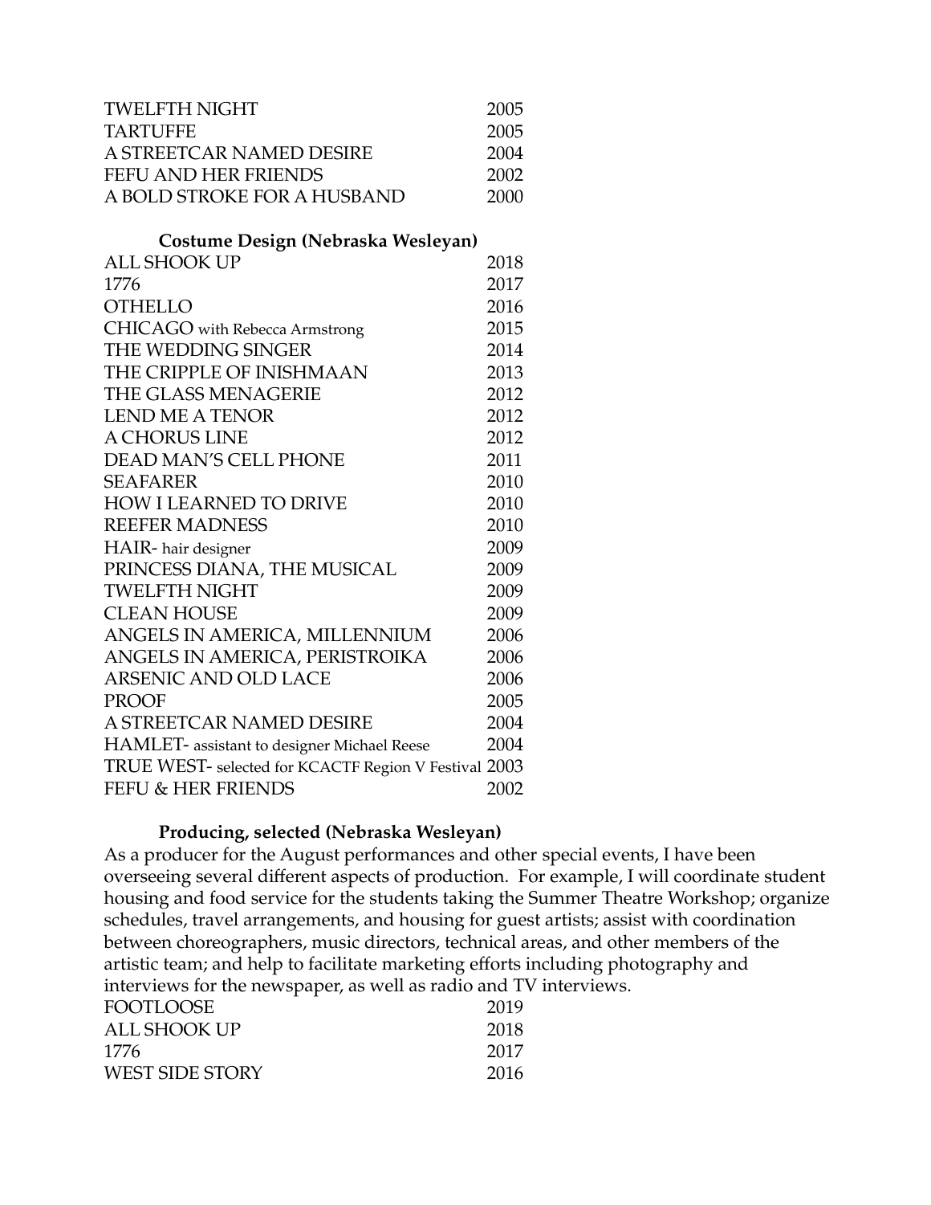| | |
|---|---|
| TWELFTH NIGHT | 2005 |
| TARTUFFE | 2005 |
| A STREETCAR NAMED DESIRE | 2004 |
| FEFU AND HER FRIENDS | 2002 |
| A BOLD STROKE FOR A HUSBAND | 2000 |

### Costume Design (Nebraska Wesleyan)

| | |
|---|---|
| ALL SHOOK UP | 2018 |
| 1776 | 2017 |
| OTHELLO | 2016 |
| CHICAGO with Rebecca Armstrong | 2015 |
| THE WEDDING SINGER | 2014 |
| THE CRIPPLE OF INISHMAAN | 2013 |
| THE GLASS MENAGERIE | 2012 |
| LEND ME A TENOR | 2012 |
| A CHORUS LINE | 2012 |
| DEAD MAN'S CELL PHONE | 2011 |
| SEAFARER | 2010 |
| HOW I LEARNED TO DRIVE | 2010 |
| REEFER MADNESS | 2010 |
| HAIR- hair designer | 2009 |
| PRINCESS DIANA, THE MUSICAL | 2009 |
| TWELFTH NIGHT | 2009 |
| CLEAN HOUSE | 2009 |
| ANGELS IN AMERICA, MILLENNIUM | 2006 |
| ANGELS IN AMERICA, PERISTROIKA | 2006 |
| ARSENIC AND OLD LACE | 2006 |
| PROOF | 2005 |
| A STREETCAR NAMED DESIRE | 2004 |
| HAMLET- assistant to designer Michael Reese | 2004 |
| TRUE WEST- selected for KCACTF Region V Festival | 2003 |
| FEFU & HER FRIENDS | 2002 |

### Producing, selected (Nebraska Wesleyan)

As a producer for the August performances and other special events, I have been overseeing several different aspects of production. For example, I will coordinate student housing and food service for the students taking the Summer Theatre Workshop; organize schedules, travel arrangements, and housing for guest artists; assist with coordination between choreographers, music directors, technical areas, and other members of the artistic team; and help to facilitate marketing efforts including photography and interviews for the newspaper, as well as radio and TV interviews.

| | |
|---|---|
| FOOTLOOSE | 2019 |
| ALL SHOOK UP | 2018 |
| 1776 | 2017 |
| WEST SIDE STORY | 2016 |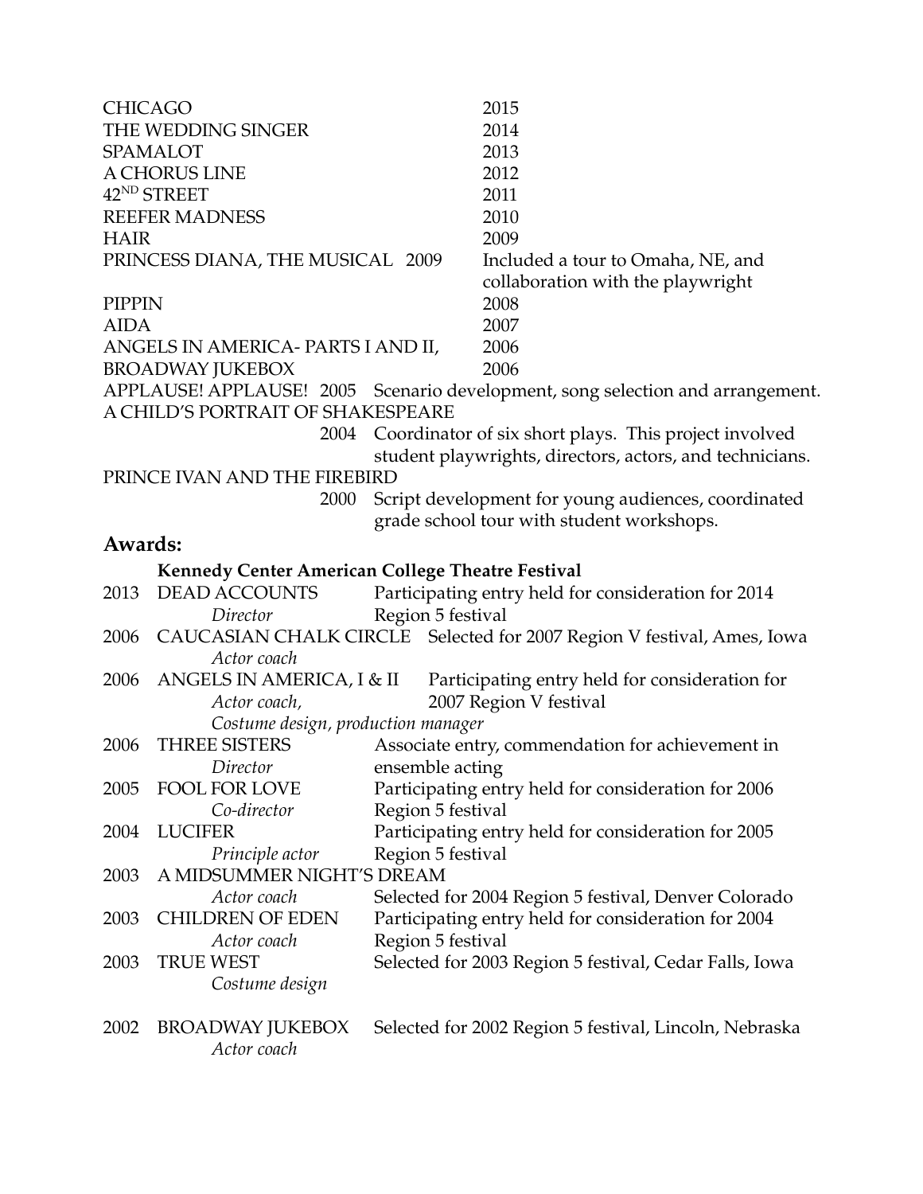| | | |
|---|---|---|
| CHICAGO | 2015 | |
| THE WEDDING SINGER | 2014 | |
| SPAMALOT | 2013 | |
| A CHORUS LINE | 2012 | |
| 42ND STREET | 2011 | |
| REEFER MADNESS | 2010 | |
| HAIR | 2009 | |
| PRINCESS DIANA, THE MUSICAL | 2009 | Included a tour to Omaha, NE, and collaboration with the playwright |
| PIPPIN | 2008 | |
| AIDA | 2007 | |
| ANGELS IN AMERICA- PARTS I AND II, | 2006 | |
| BROADWAY JUKEBOX | 2006 | |
| APPLAUSE! APPLAUSE! | 2005 | Scenario development, song selection and arrangement. |
| A CHILD'S PORTRAIT OF SHAKESPEARE | 2004 | Coordinator of six short plays. This project involved student playwrights, directors, actors, and technicians. |
| PRINCE IVAN AND THE FIREBIRD | 2000 | Script development for young audiences, coordinated grade school tour with student workshops. |

## Awards:

**Kennedy Center American College Theatre Festival**

| Year | Production / Role | Result |
|---|---|---|
| 2013 | DEAD ACCOUNTS<br>*Director* | Participating entry held for consideration for 2014 Region 5 festival |
| 2006 | CAUCASIAN CHALK CIRCLE<br>*Actor coach* | Selected for 2007 Region V festival, Ames, Iowa |
| 2006 | ANGELS IN AMERICA, I & II<br>*Actor coach, Costume design, production manager* | Participating entry held for consideration for 2007 Region V festival |
| 2006 | THREE SISTERS<br>*Director* | Associate entry, commendation for achievement in ensemble acting |
| 2005 | FOOL FOR LOVE<br>*Co-director* | Participating entry held for consideration for 2006 Region 5 festival |
| 2004 | LUCIFER<br>*Principle actor* | Participating entry held for consideration for 2005 Region 5 festival |
| 2003 | A MIDSUMMER NIGHT'S DREAM<br>*Actor coach* | Selected for 2004 Region 5 festival, Denver Colorado |
| 2003 | CHILDREN OF EDEN<br>*Actor coach* | Participating entry held for consideration for 2004 Region 5 festival |
| 2003 | TRUE WEST<br>*Costume design* | Selected for 2003 Region 5 festival, Cedar Falls, Iowa |
| 2002 | BROADWAY JUKEBOX<br>*Actor coach* | Selected for 2002 Region 5 festival, Lincoln, Nebraska |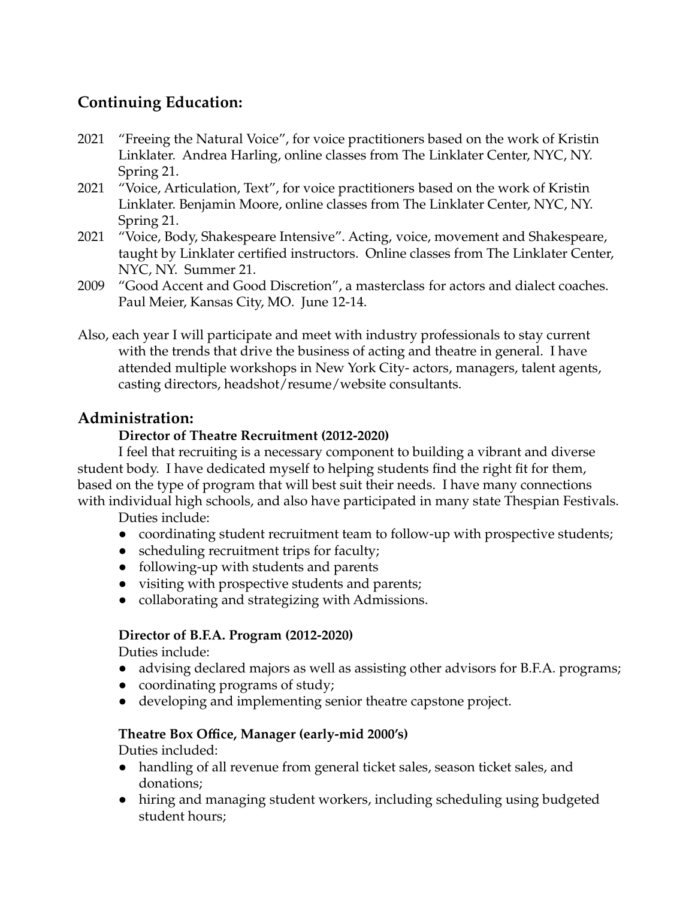## Continuing Education:

2021 "Freeing the Natural Voice", for voice practitioners based on the work of Kristin Linklater. Andrea Harling, online classes from The Linklater Center, NYC, NY. Spring 21.

2021 "Voice, Articulation, Text", for voice practitioners based on the work of Kristin Linklater. Benjamin Moore, online classes from The Linklater Center, NYC, NY. Spring 21.

2021 "Voice, Body, Shakespeare Intensive". Acting, voice, movement and Shakespeare, taught by Linklater certified instructors. Online classes from The Linklater Center, NYC, NY. Summer 21.

2009 "Good Accent and Good Discretion", a masterclass for actors and dialect coaches. Paul Meier, Kansas City, MO. June 12-14.

Also, each year I will participate and meet with industry professionals to stay current with the trends that drive the business of acting and theatre in general. I have attended multiple workshops in New York City- actors, managers, talent agents, casting directors, headshot/resume/website consultants.

## Administration:

**Director of Theatre Recruitment (2012-2020)**

I feel that recruiting is a necessary component to building a vibrant and diverse student body. I have dedicated myself to helping students find the right fit for them, based on the type of program that will best suit their needs. I have many connections with individual high schools, and also have participated in many state Thespian Festivals.

Duties include:

- coordinating student recruitment team to follow-up with prospective students;
- scheduling recruitment trips for faculty;
- following-up with students and parents
- visiting with prospective students and parents;
- collaborating and strategizing with Admissions.

**Director of B.F.A. Program (2012-2020)**

Duties include:

- advising declared majors as well as assisting other advisors for B.F.A. programs;
- coordinating programs of study;
- developing and implementing senior theatre capstone project.

**Theatre Box Office, Manager (early-mid 2000's)**

Duties included:

- handling of all revenue from general ticket sales, season ticket sales, and donations;
- hiring and managing student workers, including scheduling using budgeted student hours;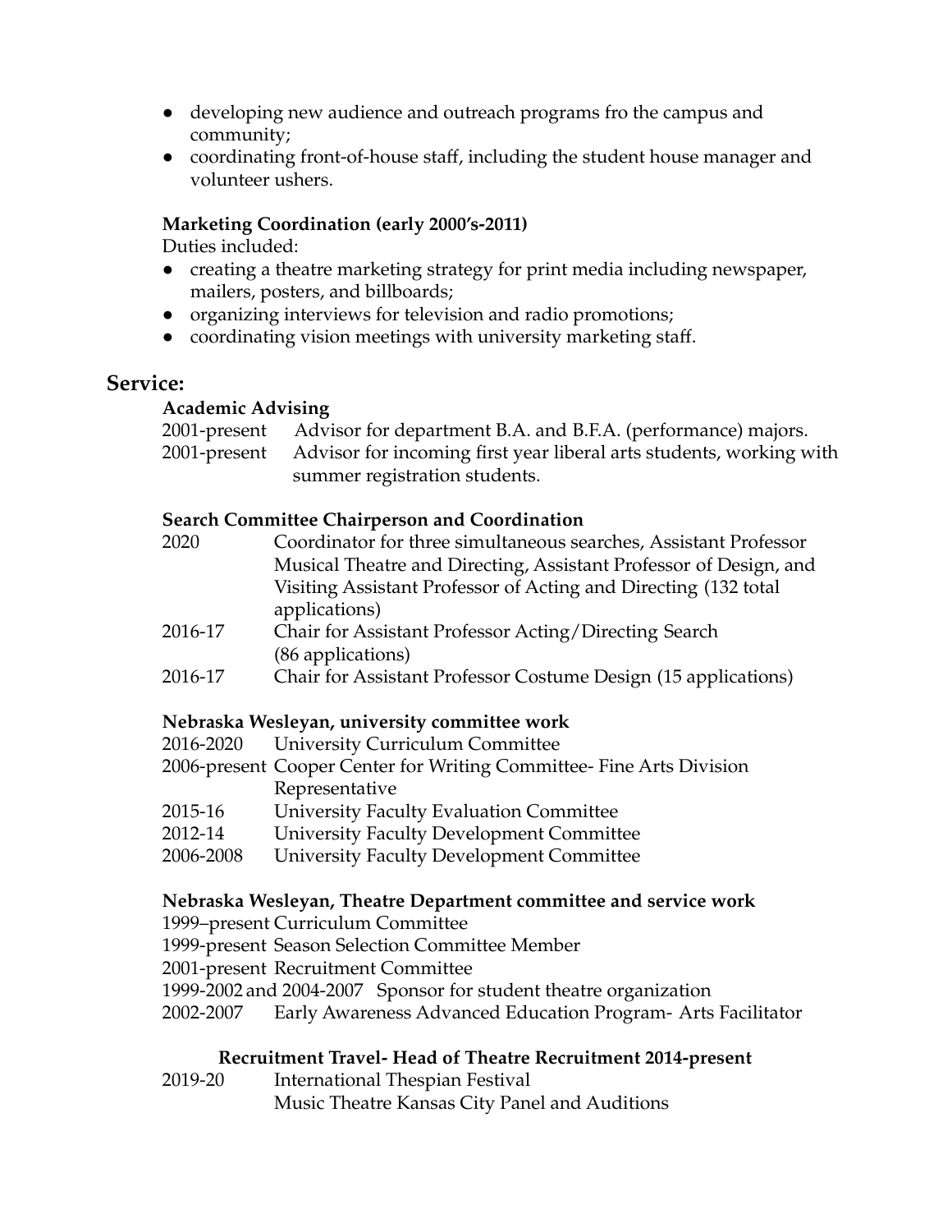- developing new audience and outreach programs fro the campus and community;
- coordinating front-of-house staff, including the student house manager and volunteer ushers.

**Marketing Coordination (early 2000's-2011)**

Duties included:

- creating a theatre marketing strategy for print media including newspaper, mailers, posters, and billboards;
- organizing interviews for television and radio promotions;
- coordinating vision meetings with university marketing staff.

## Service:

**Academic Advising**

2001-present Advisor for department B.A. and B.F.A. (performance) majors.

2001-present Advisor for incoming first year liberal arts students, working with summer registration students.

**Search Committee Chairperson and Coordination**

2020 Coordinator for three simultaneous searches, Assistant Professor Musical Theatre and Directing, Assistant Professor of Design, and Visiting Assistant Professor of Acting and Directing (132 total applications)

2016-17 Chair for Assistant Professor Acting/Directing Search (86 applications)

2016-17 Chair for Assistant Professor Costume Design (15 applications)

**Nebraska Wesleyan, university committee work**

2016-2020 University Curriculum Committee

2006-present Cooper Center for Writing Committee- Fine Arts Division Representative

2015-16 University Faculty Evaluation Committee

2012-14 University Faculty Development Committee

2006-2008 University Faculty Development Committee

**Nebraska Wesleyan, Theatre Department committee and service work**

1999–present Curriculum Committee

1999-present Season Selection Committee Member

2001-present Recruitment Committee

1999-2002 and 2004-2007 Sponsor for student theatre organization

2002-2007 Early Awareness Advanced Education Program- Arts Facilitator

**Recruitment Travel- Head of Theatre Recruitment 2014-present**

2019-20 International Thespian Festival
Music Theatre Kansas City Panel and Auditions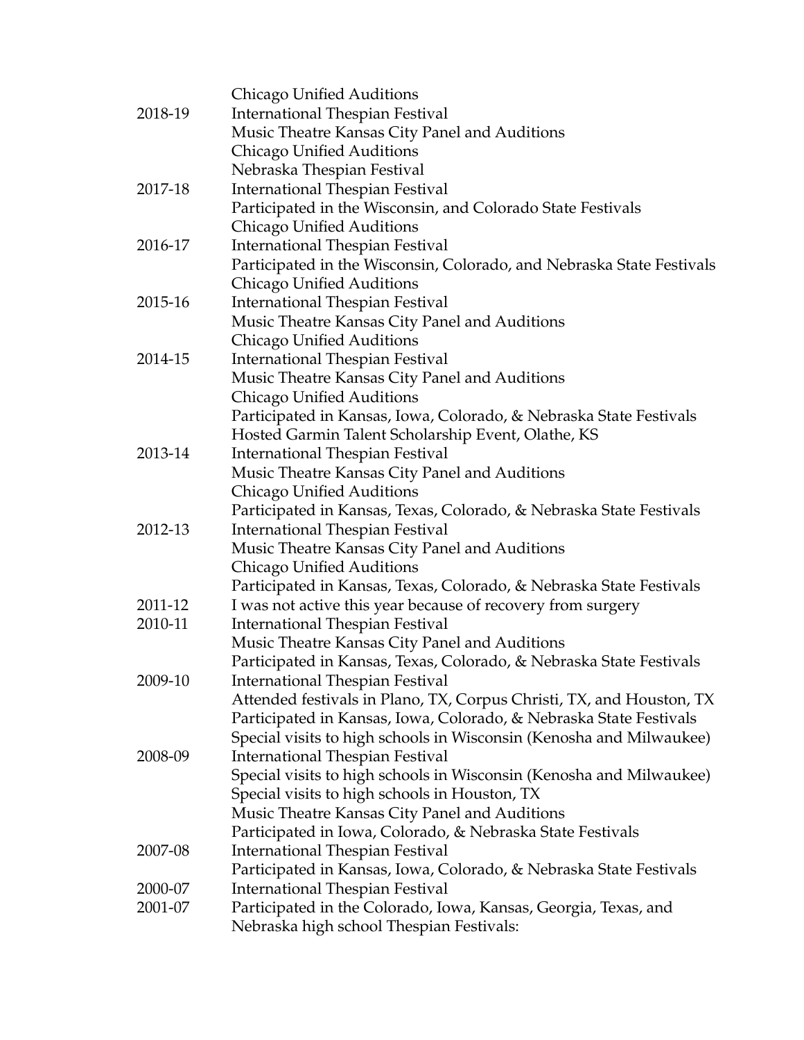| | |
|---|---|
| | Chicago Unified Auditions |
| 2018-19 | International Thespian Festival |
| | Music Theatre Kansas City Panel and Auditions |
| | Chicago Unified Auditions |
| | Nebraska Thespian Festival |
| 2017-18 | International Thespian Festival |
| | Participated in the Wisconsin, and Colorado State Festivals |
| | Chicago Unified Auditions |
| 2016-17 | International Thespian Festival |
| | Participated in the Wisconsin, Colorado, and Nebraska State Festivals |
| | Chicago Unified Auditions |
| 2015-16 | International Thespian Festival |
| | Music Theatre Kansas City Panel and Auditions |
| | Chicago Unified Auditions |
| 2014-15 | International Thespian Festival |
| | Music Theatre Kansas City Panel and Auditions |
| | Chicago Unified Auditions |
| | Participated in Kansas, Iowa, Colorado, & Nebraska State Festivals |
| | Hosted Garmin Talent Scholarship Event, Olathe, KS |
| 2013-14 | International Thespian Festival |
| | Music Theatre Kansas City Panel and Auditions |
| | Chicago Unified Auditions |
| | Participated in Kansas, Texas, Colorado, & Nebraska State Festivals |
| 2012-13 | International Thespian Festival |
| | Music Theatre Kansas City Panel and Auditions |
| | Chicago Unified Auditions |
| | Participated in Kansas, Texas, Colorado, & Nebraska State Festivals |
| 2011-12 | I was not active this year because of recovery from surgery |
| 2010-11 | International Thespian Festival |
| | Music Theatre Kansas City Panel and Auditions |
| | Participated in Kansas, Texas, Colorado, & Nebraska State Festivals |
| 2009-10 | International Thespian Festival |
| | Attended festivals in Plano, TX, Corpus Christi, TX, and Houston, TX |
| | Participated in Kansas, Iowa, Colorado, & Nebraska State Festivals |
| | Special visits to high schools in Wisconsin (Kenosha and Milwaukee) |
| 2008-09 | International Thespian Festival |
| | Special visits to high schools in Wisconsin (Kenosha and Milwaukee) |
| | Special visits to high schools in Houston, TX |
| | Music Theatre Kansas City Panel and Auditions |
| | Participated in Iowa, Colorado, & Nebraska State Festivals |
| 2007-08 | International Thespian Festival |
| | Participated in Kansas, Iowa, Colorado, & Nebraska State Festivals |
| 2000-07 | International Thespian Festival |
| 2001-07 | Participated in the Colorado, Iowa, Kansas, Georgia, Texas, and Nebraska high school Thespian Festivals: |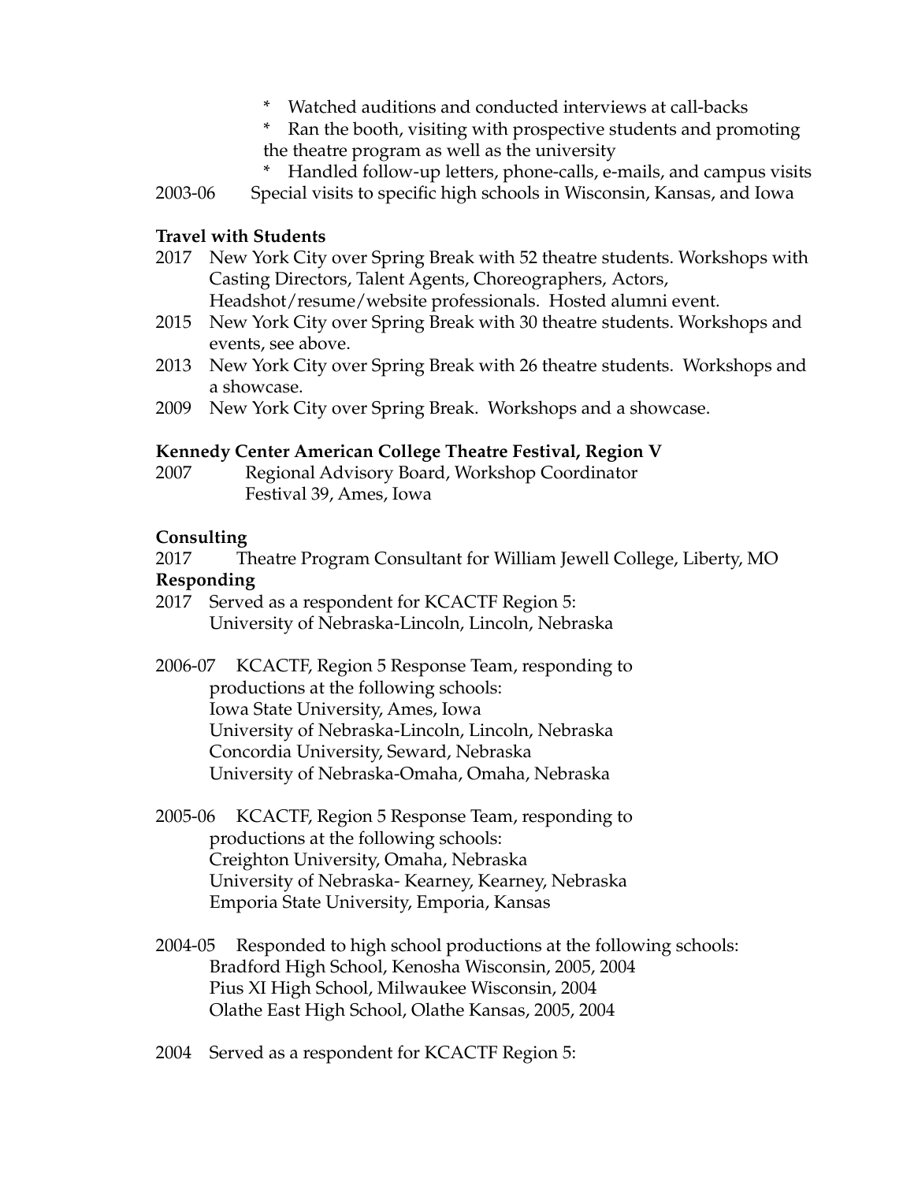* Watched auditions and conducted interviews at call-backs
* Ran the booth, visiting with prospective students and promoting the theatre program as well as the university
* Handled follow-up letters, phone-calls, e-mails, and campus visits

2003-06 Special visits to specific high schools in Wisconsin, Kansas, and Iowa

**Travel with Students**

2017 New York City over Spring Break with 52 theatre students. Workshops with Casting Directors, Talent Agents, Choreographers, Actors, Headshot/resume/website professionals. Hosted alumni event.

2015 New York City over Spring Break with 30 theatre students. Workshops and events, see above.

2013 New York City over Spring Break with 26 theatre students. Workshops and a showcase.

2009 New York City over Spring Break. Workshops and a showcase.

**Kennedy Center American College Theatre Festival, Region V**

2007 Regional Advisory Board, Workshop Coordinator
Festival 39, Ames, Iowa

**Consulting**

2017 Theatre Program Consultant for William Jewell College, Liberty, MO

**Responding**

2017 Served as a respondent for KCACTF Region 5:
University of Nebraska-Lincoln, Lincoln, Nebraska

2006-07 KCACTF, Region 5 Response Team, responding to productions at the following schools:
Iowa State University, Ames, Iowa
University of Nebraska-Lincoln, Lincoln, Nebraska
Concordia University, Seward, Nebraska
University of Nebraska-Omaha, Omaha, Nebraska

2005-06 KCACTF, Region 5 Response Team, responding to productions at the following schools:
Creighton University, Omaha, Nebraska
University of Nebraska- Kearney, Kearney, Nebraska
Emporia State University, Emporia, Kansas

2004-05 Responded to high school productions at the following schools:
Bradford High School, Kenosha Wisconsin, 2005, 2004
Pius XI High School, Milwaukee Wisconsin, 2004
Olathe East High School, Olathe Kansas, 2005, 2004

2004 Served as a respondent for KCACTF Region 5: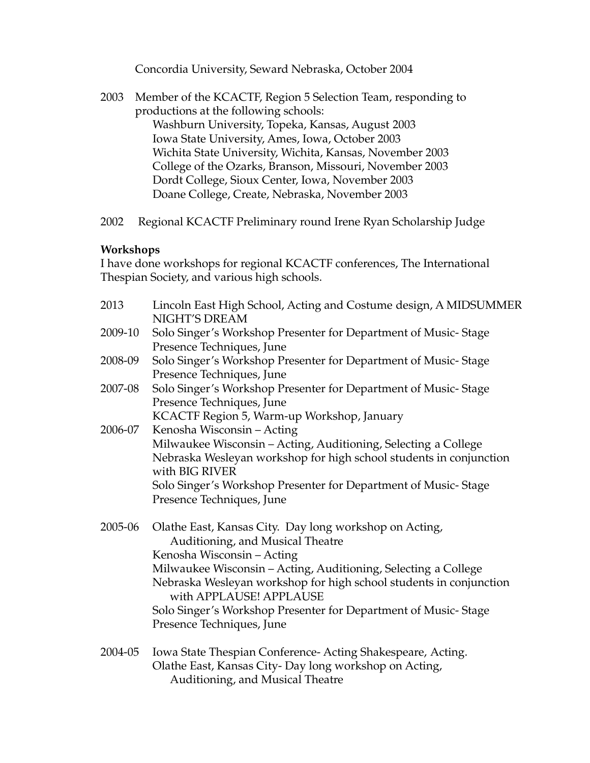Concordia University, Seward Nebraska, October 2004

2003 Member of the KCACTF, Region 5 Selection Team, responding to productions at the following schools:
- Washburn University, Topeka, Kansas, August 2003
- Iowa State University, Ames, Iowa, October 2003
- Wichita State University, Wichita, Kansas, November 2003
- College of the Ozarks, Branson, Missouri, November 2003
- Dordt College, Sioux Center, Iowa, November 2003
- Doane College, Create, Nebraska, November 2003

2002 Regional KCACTF Preliminary round Irene Ryan Scholarship Judge

**Workshops**

I have done workshops for regional KCACTF conferences, The International Thespian Society, and various high schools.

2013 Lincoln East High School, Acting and Costume design, A MIDSUMMER NIGHT'S DREAM

2009-10 Solo Singer's Workshop Presenter for Department of Music- Stage Presence Techniques, June

2008-09 Solo Singer's Workshop Presenter for Department of Music- Stage Presence Techniques, June

2007-08 Solo Singer's Workshop Presenter for Department of Music- Stage Presence Techniques, June
KCACTF Region 5, Warm-up Workshop, January

2006-07 Kenosha Wisconsin – Acting
Milwaukee Wisconsin – Acting, Auditioning, Selecting a College
Nebraska Wesleyan workshop for high school students in conjunction with BIG RIVER
Solo Singer's Workshop Presenter for Department of Music- Stage Presence Techniques, June

2005-06 Olathe East, Kansas City. Day long workshop on Acting, Auditioning, and Musical Theatre
Kenosha Wisconsin – Acting
Milwaukee Wisconsin – Acting, Auditioning, Selecting a College
Nebraska Wesleyan workshop for high school students in conjunction with APPLAUSE! APPLAUSE
Solo Singer's Workshop Presenter for Department of Music- Stage Presence Techniques, June

2004-05 Iowa State Thespian Conference- Acting Shakespeare, Acting.
Olathe East, Kansas City- Day long workshop on Acting, Auditioning, and Musical Theatre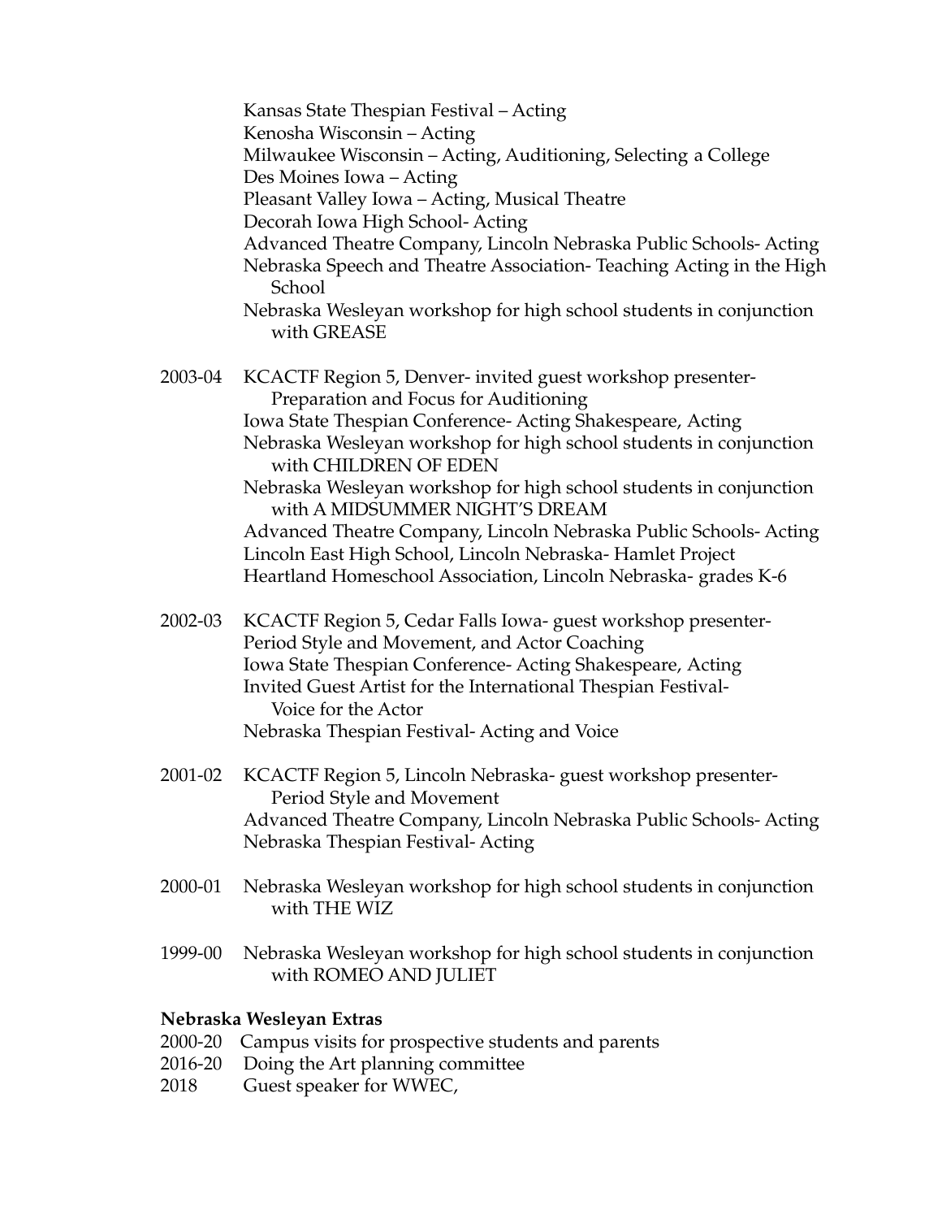Kansas State Thespian Festival – Acting
Kenosha Wisconsin – Acting
Milwaukee Wisconsin – Acting, Auditioning, Selecting a College
Des Moines Iowa – Acting
Pleasant Valley Iowa – Acting, Musical Theatre
Decorah Iowa High School- Acting
Advanced Theatre Company, Lincoln Nebraska Public Schools- Acting
Nebraska Speech and Theatre Association- Teaching Acting in the High School
Nebraska Wesleyan workshop for high school students in conjunction with GREASE

2003-04 KCACTF Region 5, Denver- invited guest workshop presenter- Preparation and Focus for Auditioning
Iowa State Thespian Conference- Acting Shakespeare, Acting
Nebraska Wesleyan workshop for high school students in conjunction with CHILDREN OF EDEN
Nebraska Wesleyan workshop for high school students in conjunction with A MIDSUMMER NIGHT'S DREAM
Advanced Theatre Company, Lincoln Nebraska Public Schools- Acting
Lincoln East High School, Lincoln Nebraska- Hamlet Project
Heartland Homeschool Association, Lincoln Nebraska- grades K-6

2002-03 KCACTF Region 5, Cedar Falls Iowa- guest workshop presenter- Period Style and Movement, and Actor Coaching
Iowa State Thespian Conference- Acting Shakespeare, Acting
Invited Guest Artist for the International Thespian Festival- Voice for the Actor
Nebraska Thespian Festival- Acting and Voice

2001-02 KCACTF Region 5, Lincoln Nebraska- guest workshop presenter- Period Style and Movement
Advanced Theatre Company, Lincoln Nebraska Public Schools- Acting
Nebraska Thespian Festival- Acting

2000-01 Nebraska Wesleyan workshop for high school students in conjunction with THE WIZ

1999-00 Nebraska Wesleyan workshop for high school students in conjunction with ROMEO AND JULIET

**Nebraska Wesleyan Extras**

2000-20 Campus visits for prospective students and parents
2016-20 Doing the Art planning committee
2018 Guest speaker for WWEC,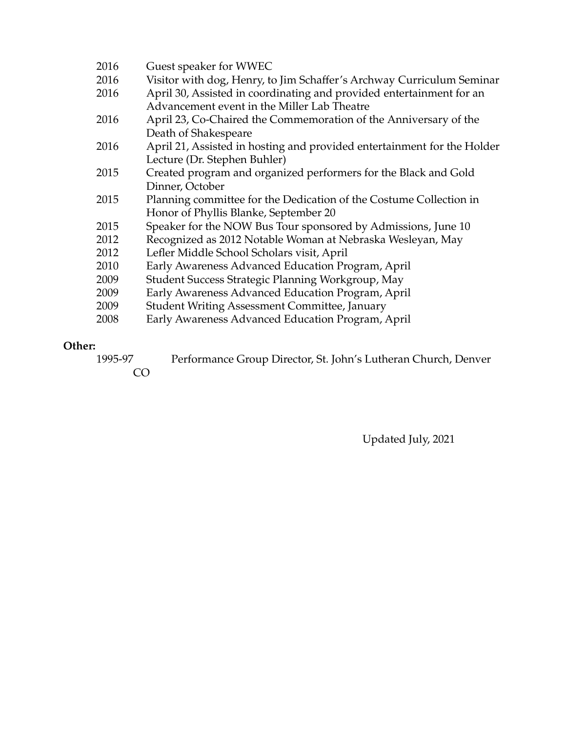2016 Guest speaker for WWEC
2016 Visitor with dog, Henry, to Jim Schaffer's Archway Curriculum Seminar
2016 April 30, Assisted in coordinating and provided entertainment for an Advancement event in the Miller Lab Theatre
2016 April 23, Co-Chaired the Commemoration of the Anniversary of the Death of Shakespeare
2016 April 21, Assisted in hosting and provided entertainment for the Holder Lecture (Dr. Stephen Buhler)
2015 Created program and organized performers for the Black and Gold Dinner, October
2015 Planning committee for the Dedication of the Costume Collection in Honor of Phyllis Blanke, September 20
2015 Speaker for the NOW Bus Tour sponsored by Admissions, June 10
2012 Recognized as 2012 Notable Woman at Nebraska Wesleyan, May
2012 Lefler Middle School Scholars visit, April
2010 Early Awareness Advanced Education Program, April
2009 Student Success Strategic Planning Workgroup, May
2009 Early Awareness Advanced Education Program, April
2009 Student Writing Assessment Committee, January
2008 Early Awareness Advanced Education Program, April

**Other:**

1995-97 Performance Group Director, St. John's Lutheran Church, Denver CO

Updated July, 2021